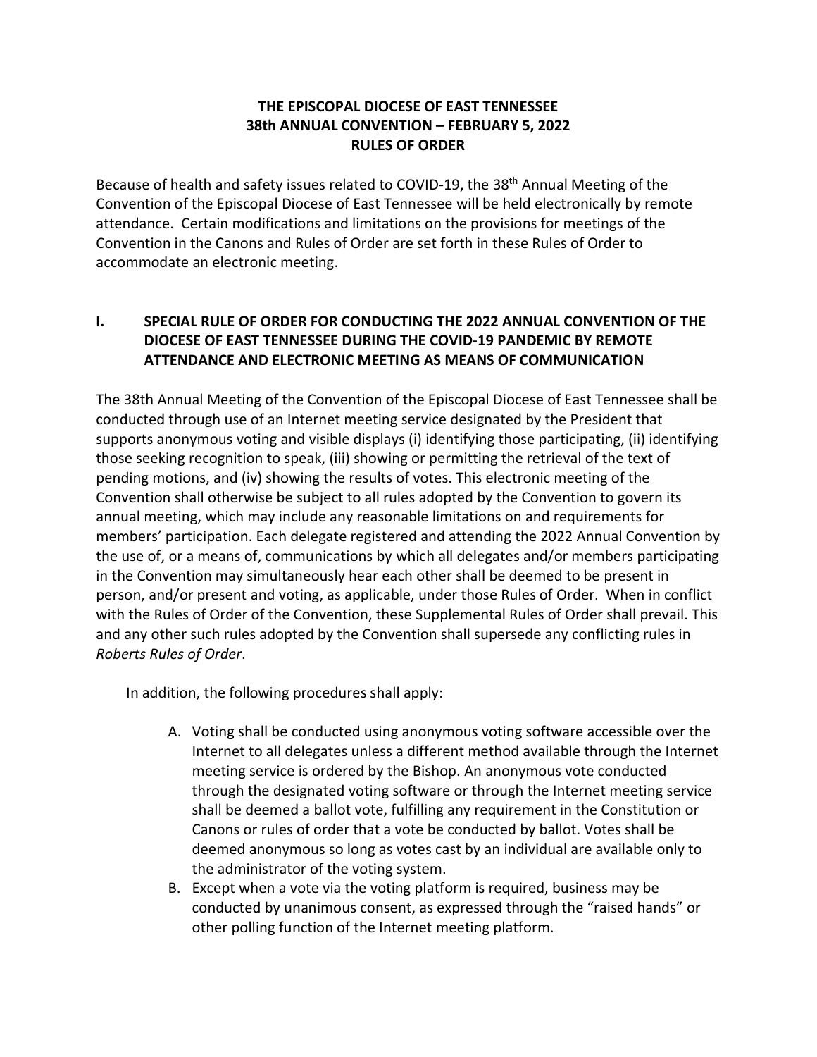**THE EPISCOPAL DIOCESE OF EAST TENNESSEE**
**38th ANNUAL CONVENTION – FEBRUARY 5, 2022**
**RULES OF ORDER**

Because of health and safety issues related to COVID-19, the 38th Annual Meeting of the Convention of the Episcopal Diocese of East Tennessee will be held electronically by remote attendance. Certain modifications and limitations on the provisions for meetings of the Convention in the Canons and Rules of Order are set forth in these Rules of Order to accommodate an electronic meeting.

## I. SPECIAL RULE OF ORDER FOR CONDUCTING THE 2022 ANNUAL CONVENTION OF THE DIOCESE OF EAST TENNESSEE DURING THE COVID-19 PANDEMIC BY REMOTE ATTENDANCE AND ELECTRONIC MEETING AS MEANS OF COMMUNICATION

The 38th Annual Meeting of the Convention of the Episcopal Diocese of East Tennessee shall be conducted through use of an Internet meeting service designated by the President that supports anonymous voting and visible displays (i) identifying those participating, (ii) identifying those seeking recognition to speak, (iii) showing or permitting the retrieval of the text of pending motions, and (iv) showing the results of votes. This electronic meeting of the Convention shall otherwise be subject to all rules adopted by the Convention to govern its annual meeting, which may include any reasonable limitations on and requirements for members' participation. Each delegate registered and attending the 2022 Annual Convention by the use of, or a means of, communications by which all delegates and/or members participating in the Convention may simultaneously hear each other shall be deemed to be present in person, and/or present and voting, as applicable, under those Rules of Order. When in conflict with the Rules of Order of the Convention, these Supplemental Rules of Order shall prevail. This and any other such rules adopted by the Convention shall supersede any conflicting rules in *Roberts Rules of Order*.

In addition, the following procedures shall apply:

A. Voting shall be conducted using anonymous voting software accessible over the Internet to all delegates unless a different method available through the Internet meeting service is ordered by the Bishop. An anonymous vote conducted through the designated voting software or through the Internet meeting service shall be deemed a ballot vote, fulfilling any requirement in the Constitution or Canons or rules of order that a vote be conducted by ballot. Votes shall be deemed anonymous so long as votes cast by an individual are available only to the administrator of the voting system.

B. Except when a vote via the voting platform is required, business may be conducted by unanimous consent, as expressed through the "raised hands" or other polling function of the Internet meeting platform.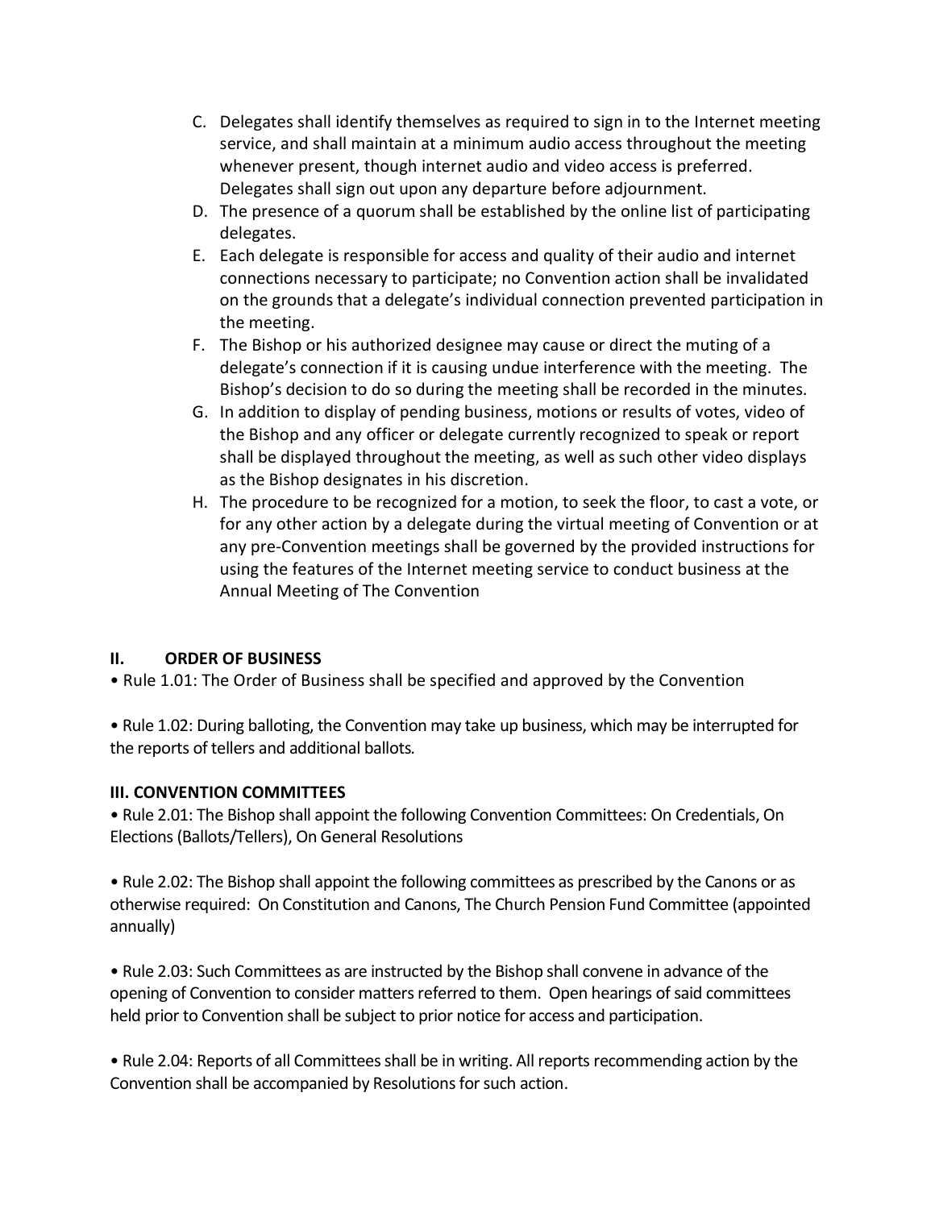C. Delegates shall identify themselves as required to sign in to the Internet meeting service, and shall maintain at a minimum audio access throughout the meeting whenever present, though internet audio and video access is preferred. Delegates shall sign out upon any departure before adjournment.
D. The presence of a quorum shall be established by the online list of participating delegates.
E. Each delegate is responsible for access and quality of their audio and internet connections necessary to participate; no Convention action shall be invalidated on the grounds that a delegate's individual connection prevented participation in the meeting.
F. The Bishop or his authorized designee may cause or direct the muting of a delegate's connection if it is causing undue interference with the meeting. The Bishop's decision to do so during the meeting shall be recorded in the minutes.
G. In addition to display of pending business, motions or results of votes, video of the Bishop and any officer or delegate currently recognized to speak or report shall be displayed throughout the meeting, as well as such other video displays as the Bishop designates in his discretion.
H. The procedure to be recognized for a motion, to seek the floor, to cast a vote, or for any other action by a delegate during the virtual meeting of Convention or at any pre-Convention meetings shall be governed by the provided instructions for using the features of the Internet meeting service to conduct business at the Annual Meeting of The Convention

## II. ORDER OF BUSINESS

• Rule 1.01: The Order of Business shall be specified and approved by the Convention

• Rule 1.02: During balloting, the Convention may take up business, which may be interrupted for the reports of tellers and additional ballots.

## III. CONVENTION COMMITTEES

• Rule 2.01: The Bishop shall appoint the following Convention Committees: On Credentials, On Elections (Ballots/Tellers), On General Resolutions

• Rule 2.02: The Bishop shall appoint the following committees as prescribed by the Canons or as otherwise required: On Constitution and Canons, The Church Pension Fund Committee (appointed annually)

• Rule 2.03: Such Committees as are instructed by the Bishop shall convene in advance of the opening of Convention to consider matters referred to them. Open hearings of said committees held prior to Convention shall be subject to prior notice for access and participation.

• Rule 2.04: Reports of all Committees shall be in writing. All reports recommending action by the Convention shall be accompanied by Resolutions for such action.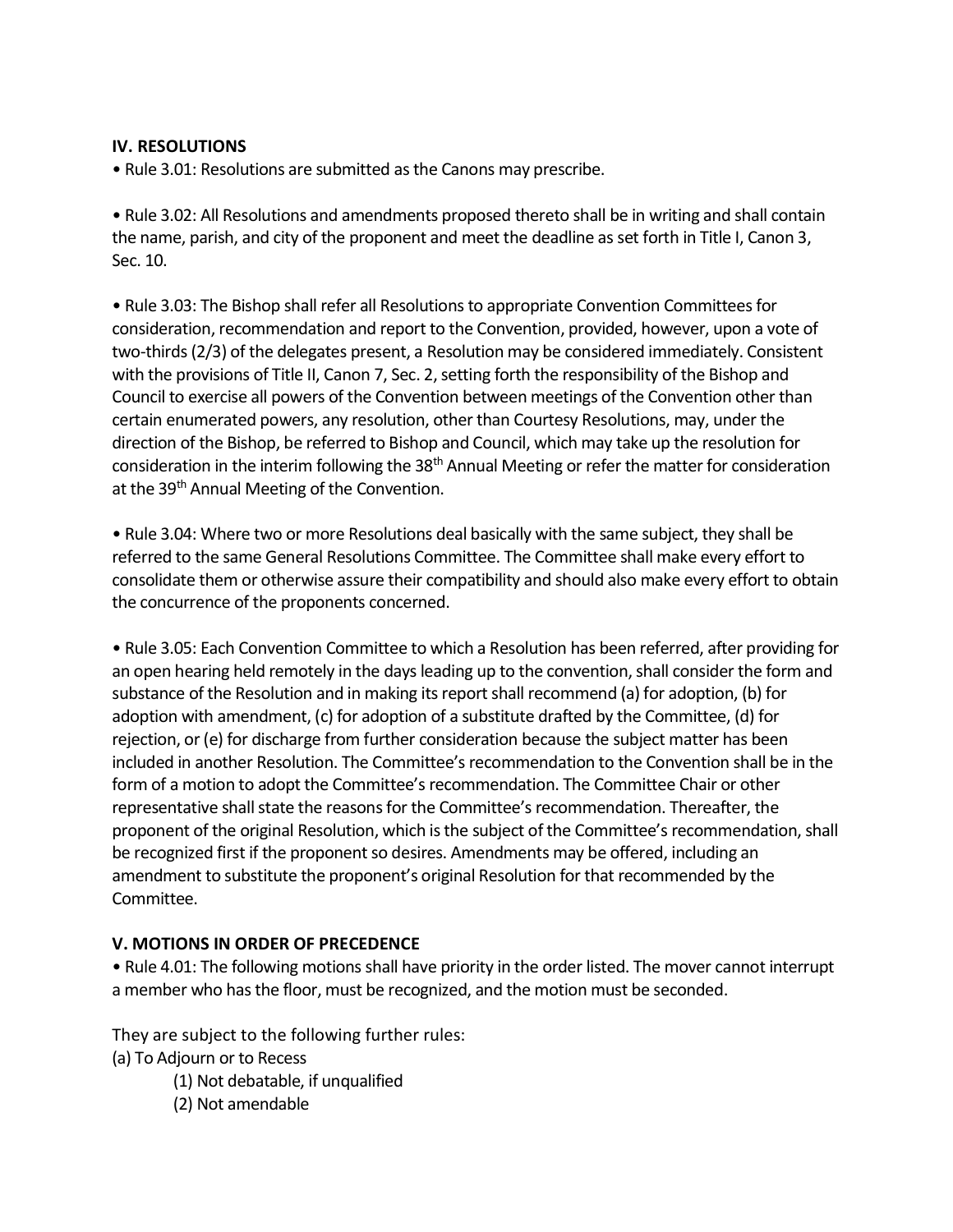**IV. RESOLUTIONS**

• Rule 3.01: Resolutions are submitted as the Canons may prescribe.

• Rule 3.02: All Resolutions and amendments proposed thereto shall be in writing and shall contain the name, parish, and city of the proponent and meet the deadline as set forth in Title I, Canon 3, Sec. 10.

• Rule 3.03: The Bishop shall refer all Resolutions to appropriate Convention Committees for consideration, recommendation and report to the Convention, provided, however, upon a vote of two-thirds (2/3) of the delegates present, a Resolution may be considered immediately. Consistent with the provisions of Title II, Canon 7, Sec. 2, setting forth the responsibility of the Bishop and Council to exercise all powers of the Convention between meetings of the Convention other than certain enumerated powers, any resolution, other than Courtesy Resolutions, may, under the direction of the Bishop, be referred to Bishop and Council, which may take up the resolution for consideration in the interim following the 38th Annual Meeting or refer the matter for consideration at the 39th Annual Meeting of the Convention.

• Rule 3.04: Where two or more Resolutions deal basically with the same subject, they shall be referred to the same General Resolutions Committee. The Committee shall make every effort to consolidate them or otherwise assure their compatibility and should also make every effort to obtain the concurrence of the proponents concerned.

• Rule 3.05: Each Convention Committee to which a Resolution has been referred, after providing for an open hearing held remotely in the days leading up to the convention, shall consider the form and substance of the Resolution and in making its report shall recommend (a) for adoption, (b) for adoption with amendment, (c) for adoption of a substitute drafted by the Committee, (d) for rejection, or (e) for discharge from further consideration because the subject matter has been included in another Resolution. The Committee's recommendation to the Convention shall be in the form of a motion to adopt the Committee's recommendation. The Committee Chair or other representative shall state the reasons for the Committee's recommendation. Thereafter, the proponent of the original Resolution, which is the subject of the Committee's recommendation, shall be recognized first if the proponent so desires. Amendments may be offered, including an amendment to substitute the proponent's original Resolution for that recommended by the Committee.

**V. MOTIONS IN ORDER OF PRECEDENCE**

• Rule 4.01: The following motions shall have priority in the order listed. The mover cannot interrupt a member who has the floor, must be recognized, and the motion must be seconded.

They are subject to the following further rules:

(a) To Adjourn or to Recess

- (1) Not debatable, if unqualified
- (2) Not amendable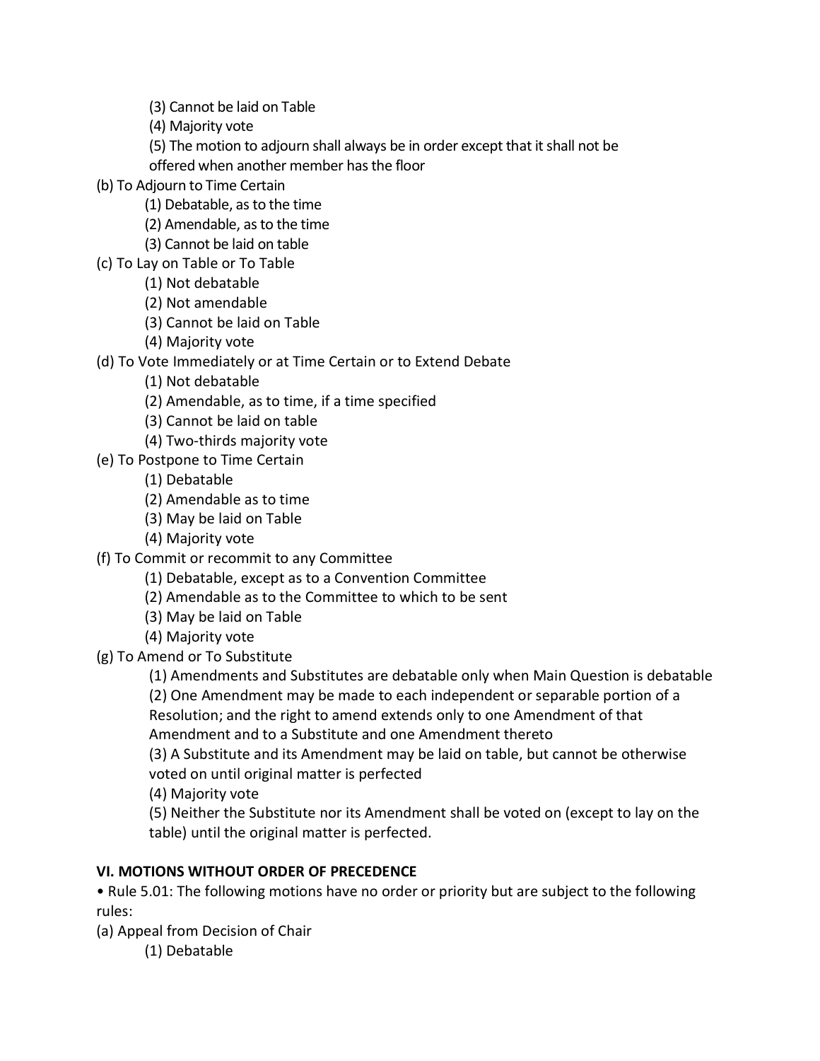(3) Cannot be laid on Table

(4) Majority vote

(5) The motion to adjourn shall always be in order except that it shall not be offered when another member has the floor

(b) To Adjourn to Time Certain

(1) Debatable, as to the time

(2) Amendable, as to the time

(3) Cannot be laid on table

(c) To Lay on Table or To Table

(1) Not debatable

(2) Not amendable

(3) Cannot be laid on Table

(4) Majority vote

(d) To Vote Immediately or at Time Certain or to Extend Debate

(1) Not debatable

(2) Amendable, as to time, if a time specified

(3) Cannot be laid on table

(4) Two-thirds majority vote

(e) To Postpone to Time Certain

(1) Debatable

(2) Amendable as to time

(3) May be laid on Table

(4) Majority vote

(f) To Commit or recommit to any Committee

(1) Debatable, except as to a Convention Committee

(2) Amendable as to the Committee to which to be sent

(3) May be laid on Table

(4) Majority vote

(g) To Amend or To Substitute

(1) Amendments and Substitutes are debatable only when Main Question is debatable

(2) One Amendment may be made to each independent or separable portion of a Resolution; and the right to amend extends only to one Amendment of that Amendment and to a Substitute and one Amendment thereto

(3) A Substitute and its Amendment may be laid on table, but cannot be otherwise voted on until original matter is perfected

(4) Majority vote

(5) Neither the Substitute nor its Amendment shall be voted on (except to lay on the table) until the original matter is perfected.

**VI. MOTIONS WITHOUT ORDER OF PRECEDENCE**

- Rule 5.01: The following motions have no order or priority but are subject to the following rules:

(a) Appeal from Decision of Chair

(1) Debatable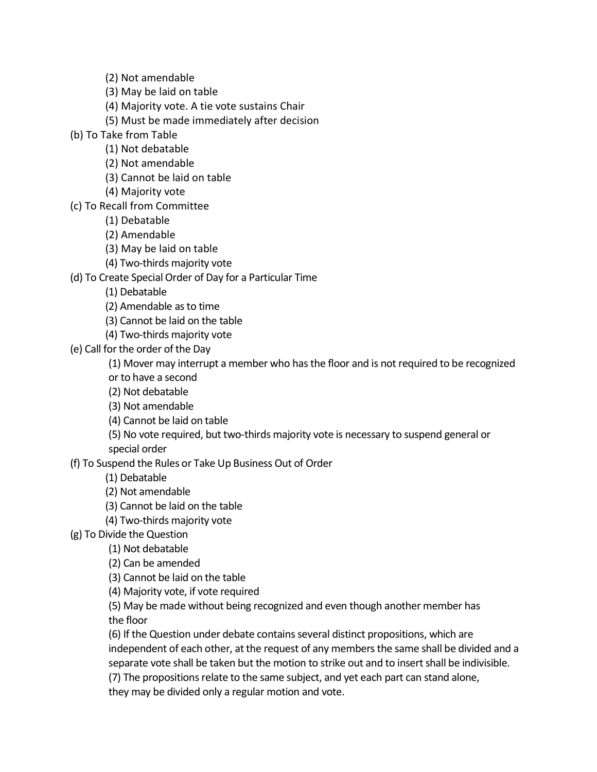(2) Not amendable
(3) May be laid on table
(4) Majority vote. A tie vote sustains Chair
(5) Must be made immediately after decision

(b) To Take from Table
(1) Not debatable
(2) Not amendable
(3) Cannot be laid on table
(4) Majority vote

(c) To Recall from Committee
(1) Debatable
(2) Amendable
(3) May be laid on table
(4) Two-thirds majority vote

(d) To Create Special Order of Day for a Particular Time
(1) Debatable
(2) Amendable as to time
(3) Cannot be laid on the table
(4) Two-thirds majority vote

(e) Call for the order of the Day
(1) Mover may interrupt a member who has the floor and is not required to be recognized or to have a second
(2) Not debatable
(3) Not amendable
(4) Cannot be laid on table
(5) No vote required, but two-thirds majority vote is necessary to suspend general or special order

(f) To Suspend the Rules or Take Up Business Out of Order
(1) Debatable
(2) Not amendable
(3) Cannot be laid on the table
(4) Two-thirds majority vote

(g) To Divide the Question
(1) Not debatable
(2) Can be amended
(3) Cannot be laid on the table
(4) Majority vote, if vote required
(5) May be made without being recognized and even though another member has the floor
(6) If the Question under debate contains several distinct propositions, which are independent of each other, at the request of any members the same shall be divided and a separate vote shall be taken but the motion to strike out and to insert shall be indivisible.
(7) The propositions relate to the same subject, and yet each part can stand alone, they may be divided only a regular motion and vote.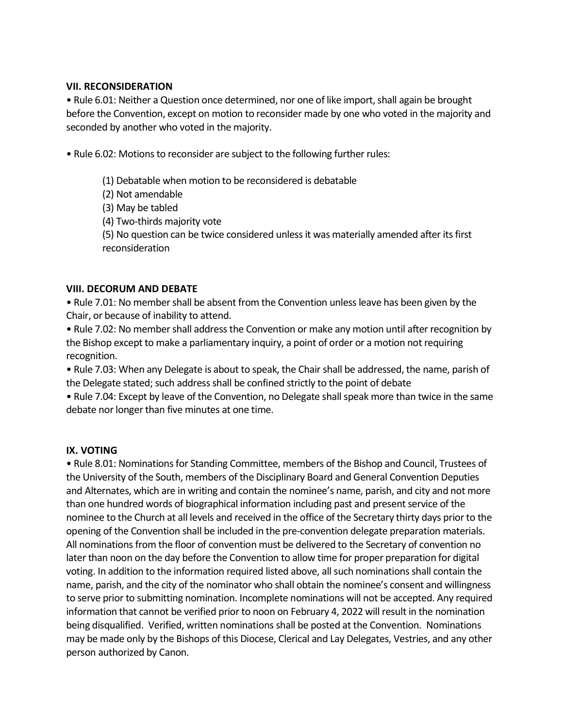**VII. RECONSIDERATION**

• Rule 6.01: Neither a Question once determined, nor one of like import, shall again be brought before the Convention, except on motion to reconsider made by one who voted in the majority and seconded by another who voted in the majority.

• Rule 6.02: Motions to reconsider are subject to the following further rules:

> (1) Debatable when motion to be reconsidered is debatable
> (2) Not amendable
> (3) May be tabled
> (4) Two-thirds majority vote
> (5) No question can be twice considered unless it was materially amended after its first reconsideration

**VIII. DECORUM AND DEBATE**

• Rule 7.01: No member shall be absent from the Convention unless leave has been given by the Chair, or because of inability to attend.

• Rule 7.02: No member shall address the Convention or make any motion until after recognition by the Bishop except to make a parliamentary inquiry, a point of order or a motion not requiring recognition.

• Rule 7.03: When any Delegate is about to speak, the Chair shall be addressed, the name, parish of the Delegate stated; such address shall be confined strictly to the point of debate

• Rule 7.04: Except by leave of the Convention, no Delegate shall speak more than twice in the same debate nor longer than five minutes at one time.

**IX. VOTING**

• Rule 8.01: Nominations for Standing Committee, members of the Bishop and Council, Trustees of the University of the South, members of the Disciplinary Board and General Convention Deputies and Alternates, which are in writing and contain the nominee's name, parish, and city and not more than one hundred words of biographical information including past and present service of the nominee to the Church at all levels and received in the office of the Secretary thirty days prior to the opening of the Convention shall be included in the pre-convention delegate preparation materials. All nominations from the floor of convention must be delivered to the Secretary of convention no later than noon on the day before the Convention to allow time for proper preparation for digital voting. In addition to the information required listed above, all such nominations shall contain the name, parish, and the city of the nominator who shall obtain the nominee's consent and willingness to serve prior to submitting nomination. Incomplete nominations will not be accepted. Any required information that cannot be verified prior to noon on February 4, 2022 will result in the nomination being disqualified. Verified, written nominations shall be posted at the Convention. Nominations may be made only by the Bishops of this Diocese, Clerical and Lay Delegates, Vestries, and any other person authorized by Canon.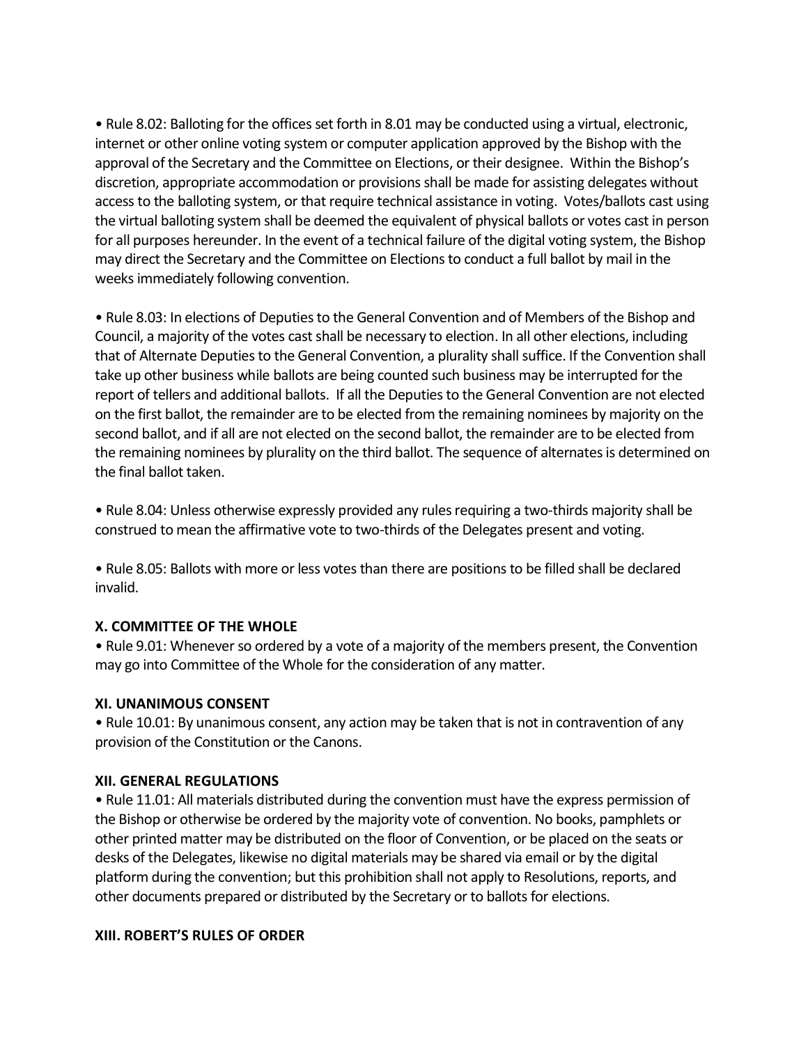• Rule 8.02: Balloting for the offices set forth in 8.01 may be conducted using a virtual, electronic, internet or other online voting system or computer application approved by the Bishop with the approval of the Secretary and the Committee on Elections, or their designee. Within the Bishop's discretion, appropriate accommodation or provisions shall be made for assisting delegates without access to the balloting system, or that require technical assistance in voting. Votes/ballots cast using the virtual balloting system shall be deemed the equivalent of physical ballots or votes cast in person for all purposes hereunder. In the event of a technical failure of the digital voting system, the Bishop may direct the Secretary and the Committee on Elections to conduct a full ballot by mail in the weeks immediately following convention.

• Rule 8.03: In elections of Deputies to the General Convention and of Members of the Bishop and Council, a majority of the votes cast shall be necessary to election. In all other elections, including that of Alternate Deputies to the General Convention, a plurality shall suffice. If the Convention shall take up other business while ballots are being counted such business may be interrupted for the report of tellers and additional ballots. If all the Deputies to the General Convention are not elected on the first ballot, the remainder are to be elected from the remaining nominees by majority on the second ballot, and if all are not elected on the second ballot, the remainder are to be elected from the remaining nominees by plurality on the third ballot. The sequence of alternates is determined on the final ballot taken.

• Rule 8.04: Unless otherwise expressly provided any rules requiring a two-thirds majority shall be construed to mean the affirmative vote to two-thirds of the Delegates present and voting.

• Rule 8.05: Ballots with more or less votes than there are positions to be filled shall be declared invalid.

**X. COMMITTEE OF THE WHOLE**

• Rule 9.01: Whenever so ordered by a vote of a majority of the members present, the Convention may go into Committee of the Whole for the consideration of any matter.

**XI. UNANIMOUS CONSENT**

• Rule 10.01: By unanimous consent, any action may be taken that is not in contravention of any provision of the Constitution or the Canons.

**XII. GENERAL REGULATIONS**

• Rule 11.01: All materials distributed during the convention must have the express permission of the Bishop or otherwise be ordered by the majority vote of convention. No books, pamphlets or other printed matter may be distributed on the floor of Convention, or be placed on the seats or desks of the Delegates, likewise no digital materials may be shared via email or by the digital platform during the convention; but this prohibition shall not apply to Resolutions, reports, and other documents prepared or distributed by the Secretary or to ballots for elections.

**XIII. ROBERT'S RULES OF ORDER**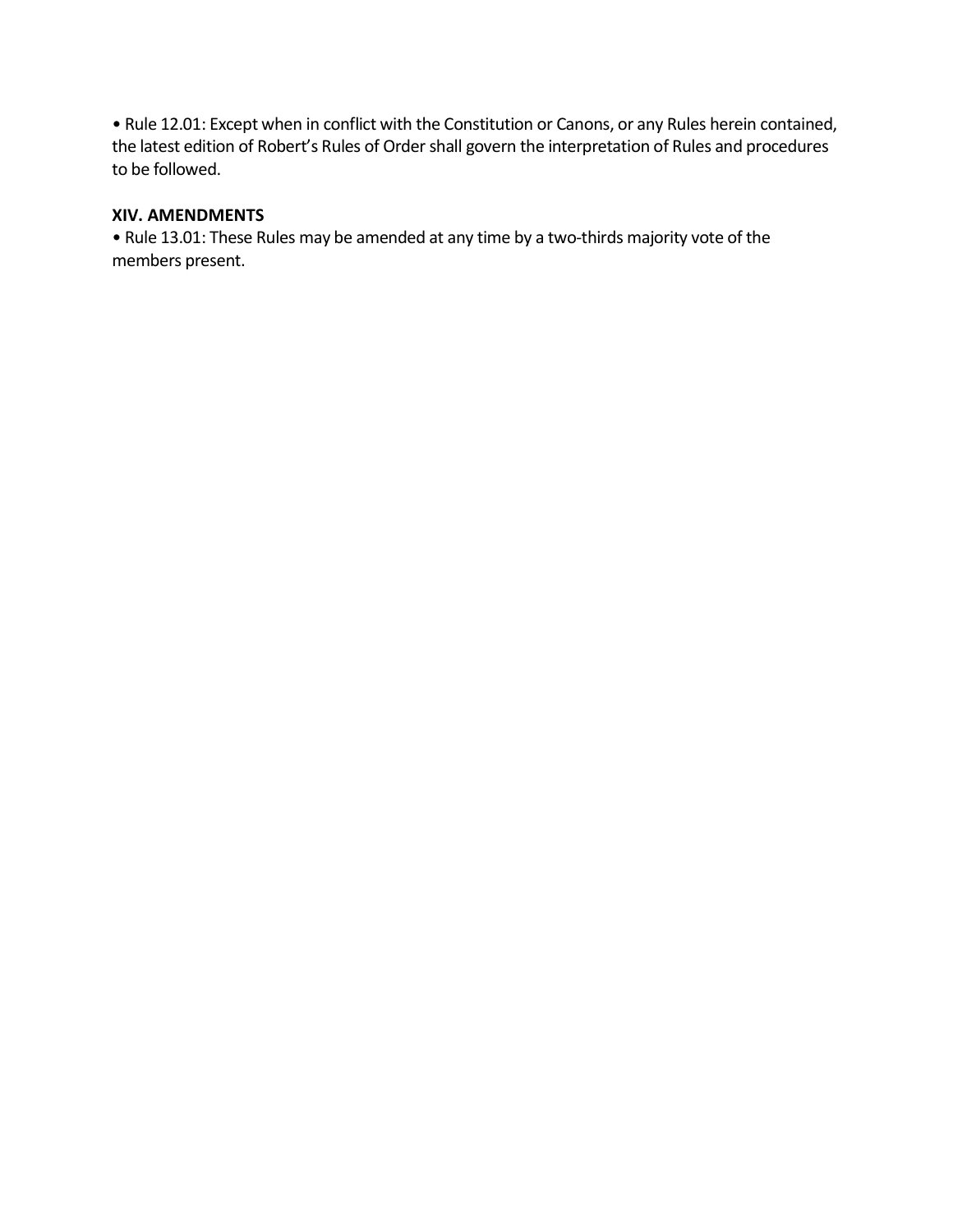- Rule 12.01: Except when in conflict with the Constitution or Canons, or any Rules herein contained, the latest edition of Robert's Rules of Order shall govern the interpretation of Rules and procedures to be followed.

**XIV. AMENDMENTS**

- Rule 13.01: These Rules may be amended at any time by a two-thirds majority vote of the members present.